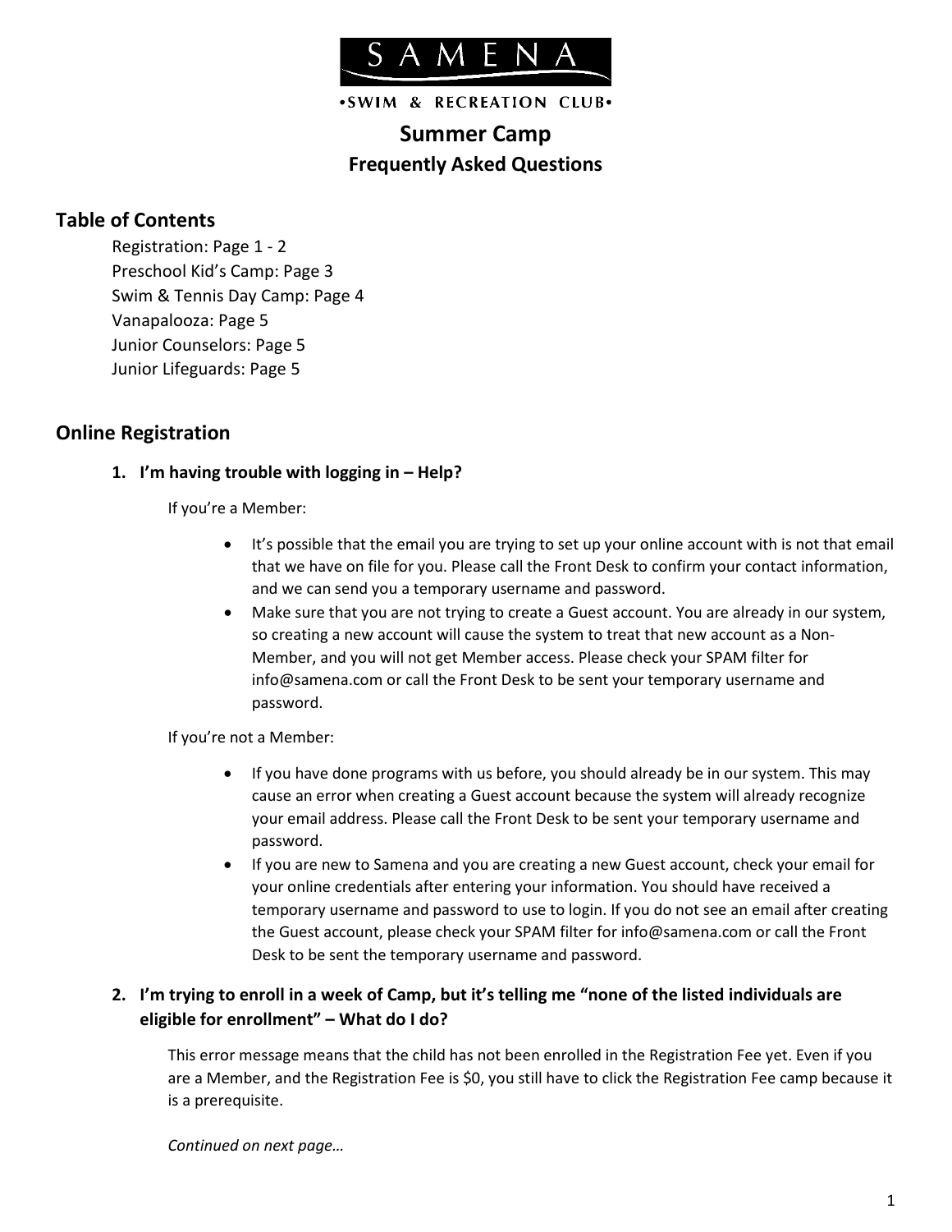SAMENA

•SWIM & RECREATION CLUB•

# Summer Camp
## Frequently Asked Questions

## Table of Contents

Registration: Page 1 - 2
Preschool Kid's Camp: Page 3
Swim & Tennis Day Camp: Page 4
Vanapalooza: Page 5
Junior Counselors: Page 5
Junior Lifeguards: Page 5

## Online Registration

### 1. I'm having trouble with logging in – Help?

If you're a Member:

- It's possible that the email you are trying to set up your online account with is not that email that we have on file for you. Please call the Front Desk to confirm your contact information, and we can send you a temporary username and password.
- Make sure that you are not trying to create a Guest account. You are already in our system, so creating a new account will cause the system to treat that new account as a Non-Member, and you will not get Member access. Please check your SPAM filter for info@samena.com or call the Front Desk to be sent your temporary username and password.

If you're not a Member:

- If you have done programs with us before, you should already be in our system. This may cause an error when creating a Guest account because the system will already recognize your email address. Please call the Front Desk to be sent your temporary username and password.
- If you are new to Samena and you are creating a new Guest account, check your email for your online credentials after entering your information. You should have received a temporary username and password to use to login. If you do not see an email after creating the Guest account, please check your SPAM filter for info@samena.com or call the Front Desk to be sent the temporary username and password.

### 2. I'm trying to enroll in a week of Camp, but it's telling me "none of the listed individuals are eligible for enrollment" – What do I do?

This error message means that the child has not been enrolled in the Registration Fee yet. Even if you are a Member, and the Registration Fee is $0, you still have to click the Registration Fee camp because it is a prerequisite.

*Continued on next page…*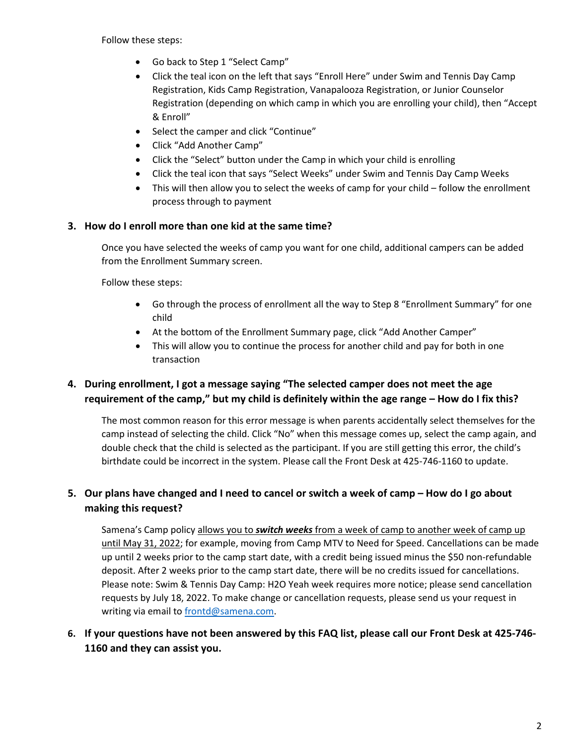Follow these steps:

- Go back to Step 1 "Select Camp"
- Click the teal icon on the left that says "Enroll Here" under Swim and Tennis Day Camp Registration, Kids Camp Registration, Vanapalooza Registration, or Junior Counselor Registration (depending on which camp in which you are enrolling your child), then "Accept & Enroll"
- Select the camper and click "Continue"
- Click "Add Another Camp"
- Click the "Select" button under the Camp in which your child is enrolling
- Click the teal icon that says "Select Weeks" under Swim and Tennis Day Camp Weeks
- This will then allow you to select the weeks of camp for your child – follow the enrollment process through to payment

**3. How do I enroll more than one kid at the same time?**

Once you have selected the weeks of camp you want for one child, additional campers can be added from the Enrollment Summary screen.

Follow these steps:

- Go through the process of enrollment all the way to Step 8 "Enrollment Summary" for one child
- At the bottom of the Enrollment Summary page, click "Add Another Camper"
- This will allow you to continue the process for another child and pay for both in one transaction

**4. During enrollment, I got a message saying "The selected camper does not meet the age requirement of the camp," but my child is definitely within the age range – How do I fix this?**

The most common reason for this error message is when parents accidentally select themselves for the camp instead of selecting the child. Click "No" when this message comes up, select the camp again, and double check that the child is selected as the participant. If you are still getting this error, the child's birthdate could be incorrect in the system. Please call the Front Desk at 425-746-1160 to update.

**5. Our plans have changed and I need to cancel or switch a week of camp – How do I go about making this request?**

Samena's Camp policy <u>allows you to ***switch weeks*** from a week of camp to another week of camp up until May 31, 2022</u>; for example, moving from Camp MTV to Need for Speed. Cancellations can be made up until 2 weeks prior to the camp start date, with a credit being issued minus the $50 non-refundable deposit. After 2 weeks prior to the camp start date, there will be no credits issued for cancellations. Please note: Swim & Tennis Day Camp: H2O Yeah week requires more notice; please send cancellation requests by July 18, 2022. To make change or cancellation requests, please send us your request in writing via email to [frontd@samena.com](mailto:frontd@samena.com).

**6. If your questions have not been answered by this FAQ list, please call our Front Desk at 425-746-1160 and they can assist you.**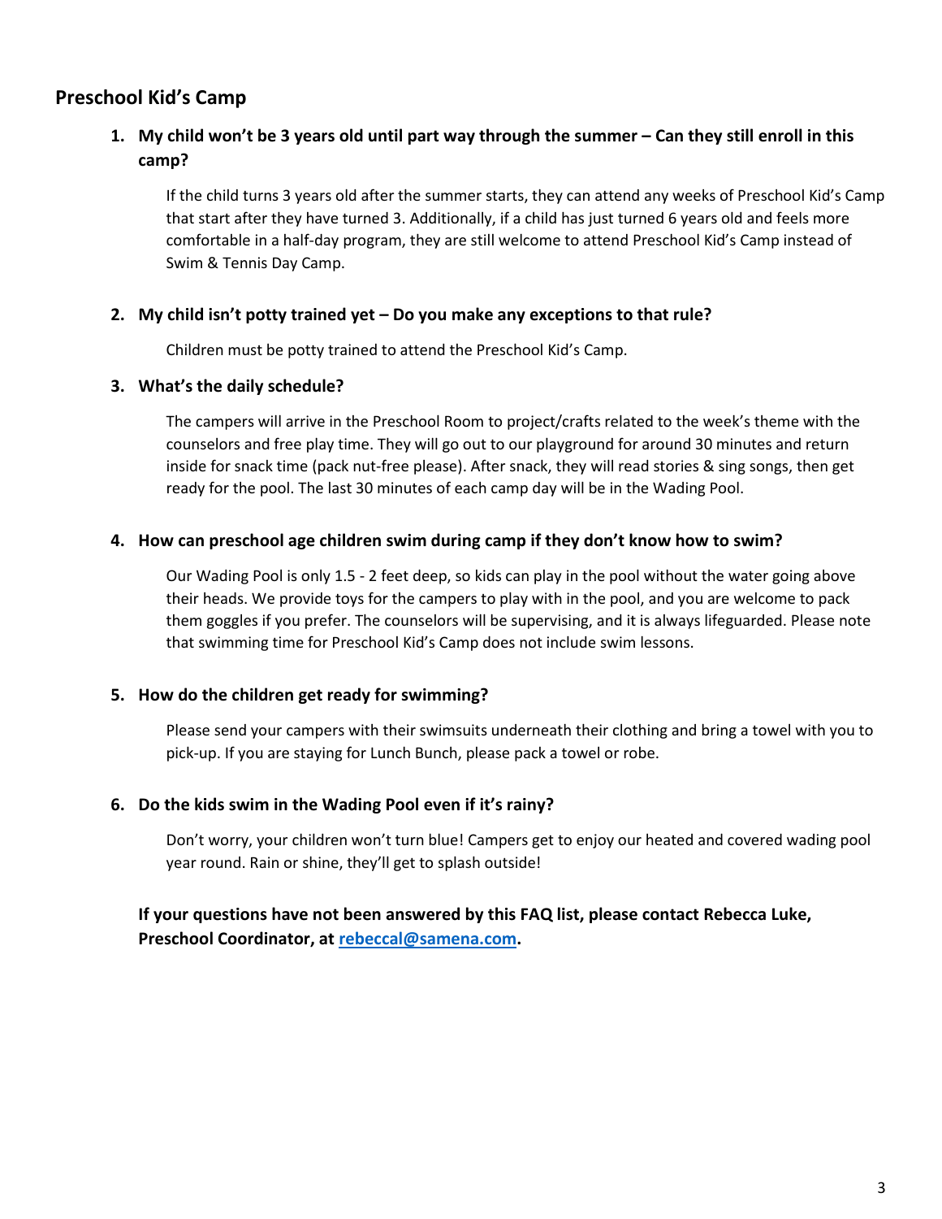## Preschool Kid's Camp

1. **My child won't be 3 years old until part way through the summer – Can they still enroll in this camp?**

   If the child turns 3 years old after the summer starts, they can attend any weeks of Preschool Kid's Camp that start after they have turned 3. Additionally, if a child has just turned 6 years old and feels more comfortable in a half-day program, they are still welcome to attend Preschool Kid's Camp instead of Swim & Tennis Day Camp.

2. **My child isn't potty trained yet – Do you make any exceptions to that rule?**

   Children must be potty trained to attend the Preschool Kid's Camp.

3. **What's the daily schedule?**

   The campers will arrive in the Preschool Room to project/crafts related to the week's theme with the counselors and free play time. They will go out to our playground for around 30 minutes and return inside for snack time (pack nut-free please). After snack, they will read stories & sing songs, then get ready for the pool. The last 30 minutes of each camp day will be in the Wading Pool.

4. **How can preschool age children swim during camp if they don't know how to swim?**

   Our Wading Pool is only 1.5 - 2 feet deep, so kids can play in the pool without the water going above their heads. We provide toys for the campers to play with in the pool, and you are welcome to pack them goggles if you prefer. The counselors will be supervising, and it is always lifeguarded. Please note that swimming time for Preschool Kid's Camp does not include swim lessons.

5. **How do the children get ready for swimming?**

   Please send your campers with their swimsuits underneath their clothing and bring a towel with you to pick-up. If you are staying for Lunch Bunch, please pack a towel or robe.

6. **Do the kids swim in the Wading Pool even if it's rainy?**

   Don't worry, your children won't turn blue! Campers get to enjoy our heated and covered wading pool year round. Rain or shine, they'll get to splash outside!

**If your questions have not been answered by this FAQ list, please contact Rebecca Luke, Preschool Coordinator, at [rebeccal@samena.com](mailto:rebeccal@samena.com).**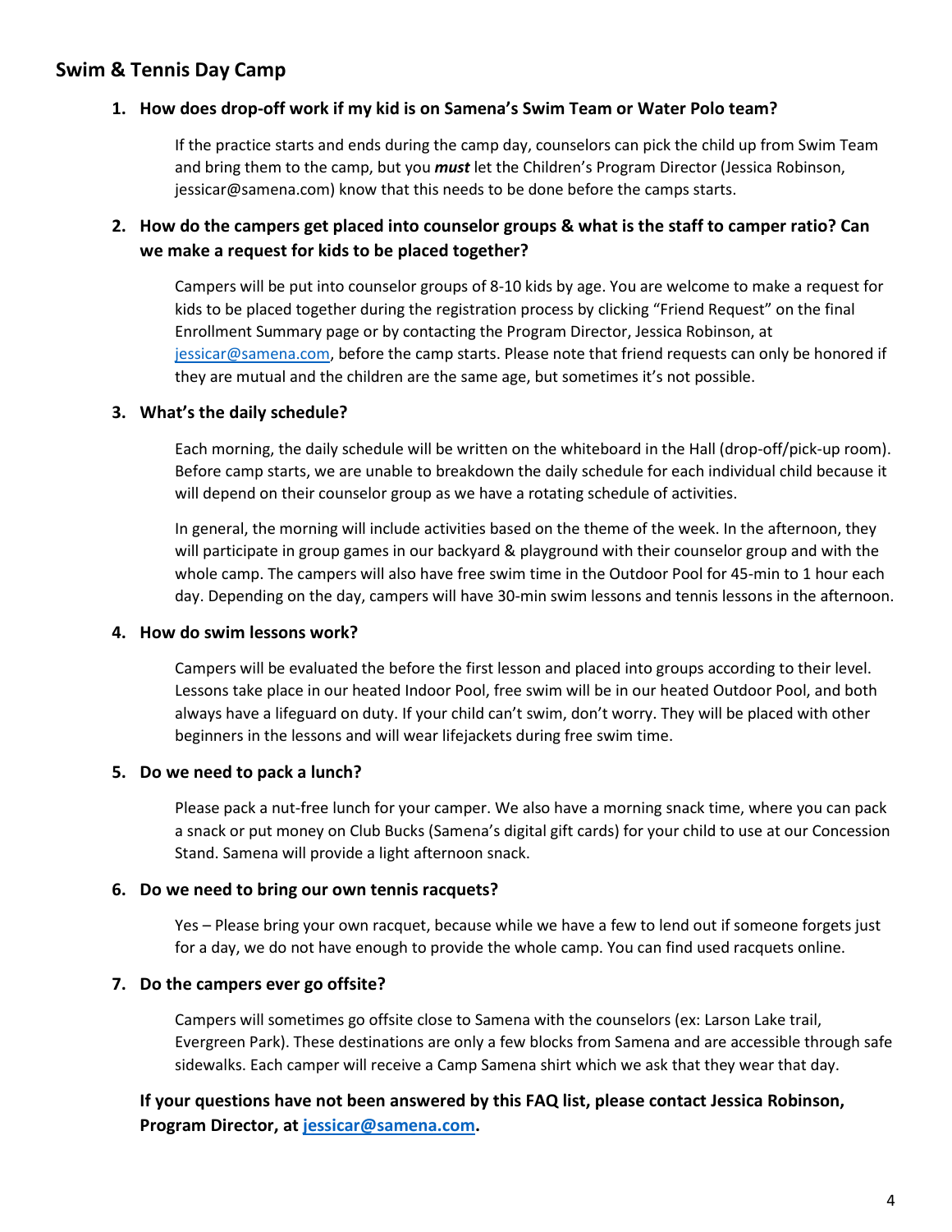## Swim & Tennis Day Camp

1. **How does drop-off work if my kid is on Samena's Swim Team or Water Polo team?**

   If the practice starts and ends during the camp day, counselors can pick the child up from Swim Team and bring them to the camp, but you ***must*** let the Children's Program Director (Jessica Robinson, jessicar@samena.com) know that this needs to be done before the camps starts.

2. **How do the campers get placed into counselor groups & what is the staff to camper ratio? Can we make a request for kids to be placed together?**

   Campers will be put into counselor groups of 8-10 kids by age. You are welcome to make a request for kids to be placed together during the registration process by clicking "Friend Request" on the final Enrollment Summary page or by contacting the Program Director, Jessica Robinson, at jessicar@samena.com, before the camp starts. Please note that friend requests can only be honored if they are mutual and the children are the same age, but sometimes it's not possible.

3. **What's the daily schedule?**

   Each morning, the daily schedule will be written on the whiteboard in the Hall (drop-off/pick-up room). Before camp starts, we are unable to breakdown the daily schedule for each individual child because it will depend on their counselor group as we have a rotating schedule of activities.

   In general, the morning will include activities based on the theme of the week. In the afternoon, they will participate in group games in our backyard & playground with their counselor group and with the whole camp. The campers will also have free swim time in the Outdoor Pool for 45-min to 1 hour each day. Depending on the day, campers will have 30-min swim lessons and tennis lessons in the afternoon.

4. **How do swim lessons work?**

   Campers will be evaluated the before the first lesson and placed into groups according to their level. Lessons take place in our heated Indoor Pool, free swim will be in our heated Outdoor Pool, and both always have a lifeguard on duty. If your child can't swim, don't worry. They will be placed with other beginners in the lessons and will wear lifejackets during free swim time.

5. **Do we need to pack a lunch?**

   Please pack a nut-free lunch for your camper. We also have a morning snack time, where you can pack a snack or put money on Club Bucks (Samena's digital gift cards) for your child to use at our Concession Stand. Samena will provide a light afternoon snack.

6. **Do we need to bring our own tennis racquets?**

   Yes – Please bring your own racquet, because while we have a few to lend out if someone forgets just for a day, we do not have enough to provide the whole camp. You can find used racquets online.

7. **Do the campers ever go offsite?**

   Campers will sometimes go offsite close to Samena with the counselors (ex: Larson Lake trail, Evergreen Park). These destinations are only a few blocks from Samena and are accessible through safe sidewalks. Each camper will receive a Camp Samena shirt which we ask that they wear that day.

**If your questions have not been answered by this FAQ list, please contact Jessica Robinson, Program Director, at jessicar@samena.com.**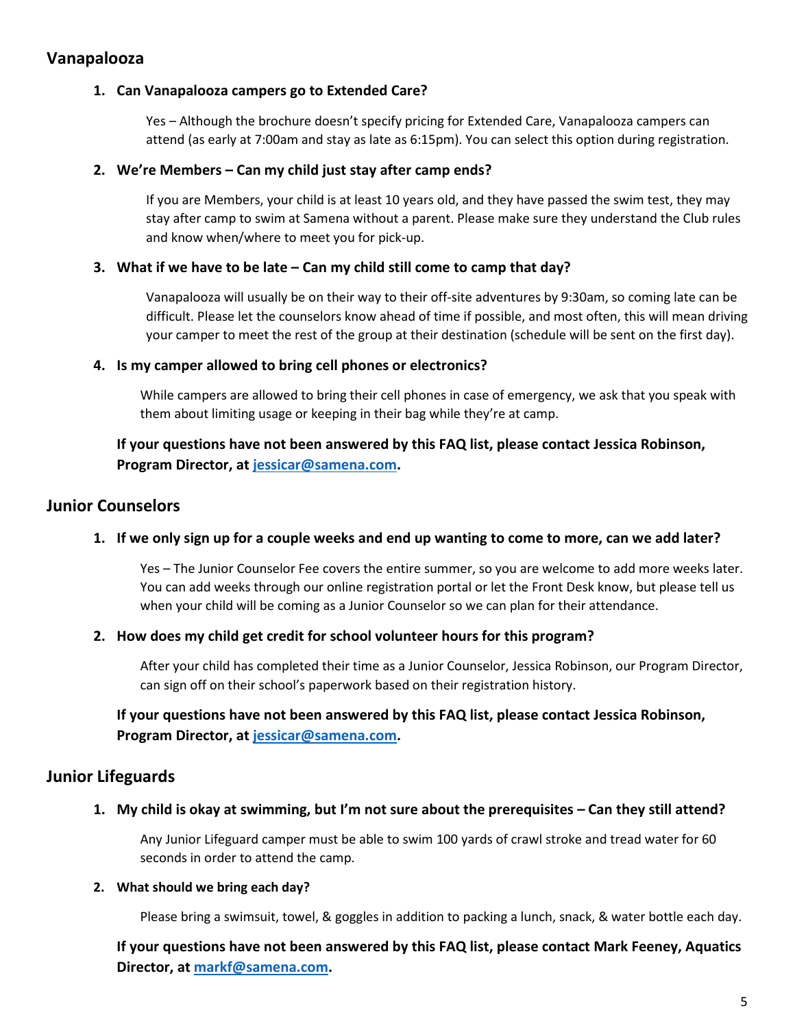## Vanapalooza

1. **Can Vanapalooza campers go to Extended Care?**

   Yes – Although the brochure doesn't specify pricing for Extended Care, Vanapalooza campers can attend (as early at 7:00am and stay as late as 6:15pm). You can select this option during registration.

2. **We're Members – Can my child just stay after camp ends?**

   If you are Members, your child is at least 10 years old, and they have passed the swim test, they may stay after camp to swim at Samena without a parent. Please make sure they understand the Club rules and know when/where to meet you for pick-up.

3. **What if we have to be late – Can my child still come to camp that day?**

   Vanapalooza will usually be on their way to their off-site adventures by 9:30am, so coming late can be difficult. Please let the counselors know ahead of time if possible, and most often, this will mean driving your camper to meet the rest of the group at their destination (schedule will be sent on the first day).

4. **Is my camper allowed to bring cell phones or electronics?**

   While campers are allowed to bring their cell phones in case of emergency, we ask that you speak with them about limiting usage or keeping in their bag while they're at camp.

**If your questions have not been answered by this FAQ list, please contact Jessica Robinson, Program Director, at [jessicar@samena.com](mailto:jessicar@samena.com).**

## Junior Counselors

1. **If we only sign up for a couple weeks and end up wanting to come to more, can we add later?**

   Yes – The Junior Counselor Fee covers the entire summer, so you are welcome to add more weeks later. You can add weeks through our online registration portal or let the Front Desk know, but please tell us when your child will be coming as a Junior Counselor so we can plan for their attendance.

2. **How does my child get credit for school volunteer hours for this program?**

   After your child has completed their time as a Junior Counselor, Jessica Robinson, our Program Director, can sign off on their school's paperwork based on their registration history.

**If your questions have not been answered by this FAQ list, please contact Jessica Robinson, Program Director, at [jessicar@samena.com](mailto:jessicar@samena.com).**

## Junior Lifeguards

1. **My child is okay at swimming, but I'm not sure about the prerequisites – Can they still attend?**

   Any Junior Lifeguard camper must be able to swim 100 yards of crawl stroke and tread water for 60 seconds in order to attend the camp.

2. **What should we bring each day?**

   Please bring a swimsuit, towel, & goggles in addition to packing a lunch, snack, & water bottle each day.

**If your questions have not been answered by this FAQ list, please contact Mark Feeney, Aquatics Director, at [markf@samena.com](mailto:markf@samena.com).**